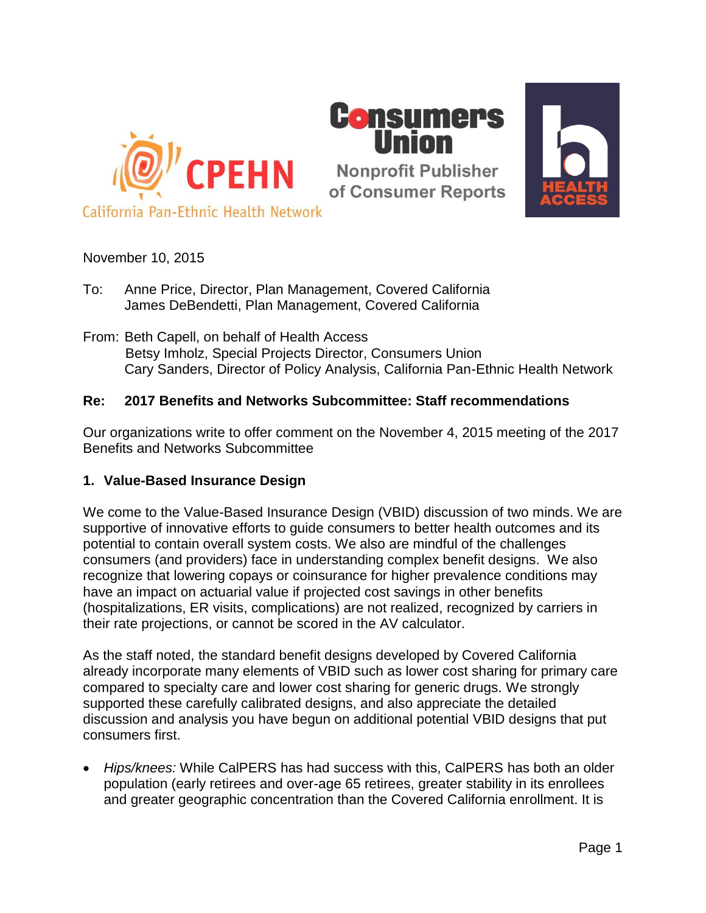CPEHN
California Pan-Ethnic Health Network

Consumers Union
Nonprofit Publisher of Consumer Reports

HEALTH ACCESS

November 10, 2015

To: Anne Price, Director, Plan Management, Covered California
James DeBendetti, Plan Management, Covered California

From: Beth Capell, on behalf of Health Access
Betsy Imholz, Special Projects Director, Consumers Union
Cary Sanders, Director of Policy Analysis, California Pan-Ethnic Health Network

**Re: 2017 Benefits and Networks Subcommittee: Staff recommendations**

Our organizations write to offer comment on the November 4, 2015 meeting of the 2017 Benefits and Networks Subcommittee

## 1. Value-Based Insurance Design

We come to the Value-Based Insurance Design (VBID) discussion of two minds. We are supportive of innovative efforts to guide consumers to better health outcomes and its potential to contain overall system costs. We also are mindful of the challenges consumers (and providers) face in understanding complex benefit designs. We also recognize that lowering copays or coinsurance for higher prevalence conditions may have an impact on actuarial value if projected cost savings in other benefits (hospitalizations, ER visits, complications) are not realized, recognized by carriers in their rate projections, or cannot be scored in the AV calculator.

As the staff noted, the standard benefit designs developed by Covered California already incorporate many elements of VBID such as lower cost sharing for primary care compared to specialty care and lower cost sharing for generic drugs. We strongly supported these carefully calibrated designs, and also appreciate the detailed discussion and analysis you have begun on additional potential VBID designs that put consumers first.

- *Hips/knees:* While CalPERS has had success with this, CalPERS has both an older population (early retirees and over-age 65 retirees, greater stability in its enrollees and greater geographic concentration than the Covered California enrollment. It is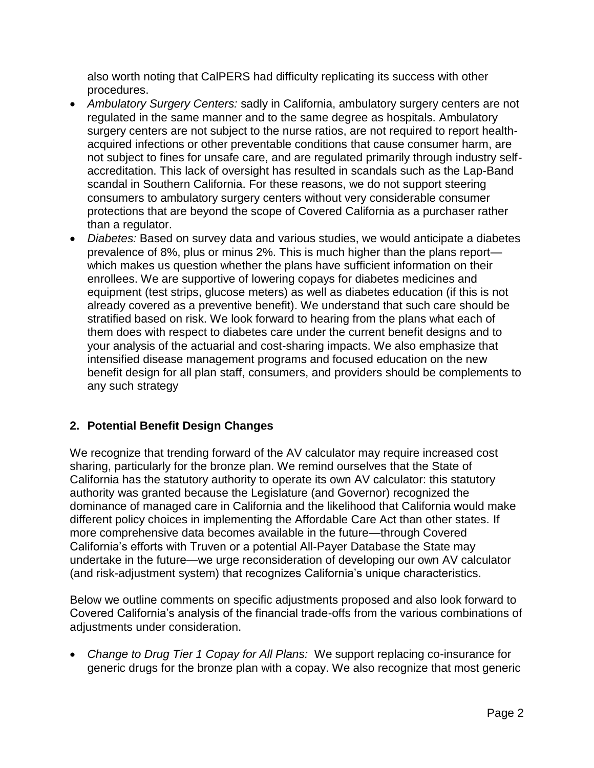also worth noting that CalPERS had difficulty replicating its success with other procedures.

- *Ambulatory Surgery Centers:* sadly in California, ambulatory surgery centers are not regulated in the same manner and to the same degree as hospitals. Ambulatory surgery centers are not subject to the nurse ratios, are not required to report health-acquired infections or other preventable conditions that cause consumer harm, are not subject to fines for unsafe care, and are regulated primarily through industry self-accreditation. This lack of oversight has resulted in scandals such as the Lap-Band scandal in Southern California. For these reasons, we do not support steering consumers to ambulatory surgery centers without very considerable consumer protections that are beyond the scope of Covered California as a purchaser rather than a regulator.
- *Diabetes:* Based on survey data and various studies, we would anticipate a diabetes prevalence of 8%, plus or minus 2%. This is much higher than the plans report—which makes us question whether the plans have sufficient information on their enrollees. We are supportive of lowering copays for diabetes medicines and equipment (test strips, glucose meters) as well as diabetes education (if this is not already covered as a preventive benefit). We understand that such care should be stratified based on risk. We look forward to hearing from the plans what each of them does with respect to diabetes care under the current benefit designs and to your analysis of the actuarial and cost-sharing impacts. We also emphasize that intensified disease management programs and focused education on the new benefit design for all plan staff, consumers, and providers should be complements to any such strategy

## 2. Potential Benefit Design Changes

We recognize that trending forward of the AV calculator may require increased cost sharing, particularly for the bronze plan. We remind ourselves that the State of California has the statutory authority to operate its own AV calculator: this statutory authority was granted because the Legislature (and Governor) recognized the dominance of managed care in California and the likelihood that California would make different policy choices in implementing the Affordable Care Act than other states. If more comprehensive data becomes available in the future—through Covered California's efforts with Truven or a potential All-Payer Database the State may undertake in the future—we urge reconsideration of developing our own AV calculator (and risk-adjustment system) that recognizes California's unique characteristics.

Below we outline comments on specific adjustments proposed and also look forward to Covered California's analysis of the financial trade-offs from the various combinations of adjustments under consideration.

- *Change to Drug Tier 1 Copay for All Plans:* We support replacing co-insurance for generic drugs for the bronze plan with a copay. We also recognize that most generic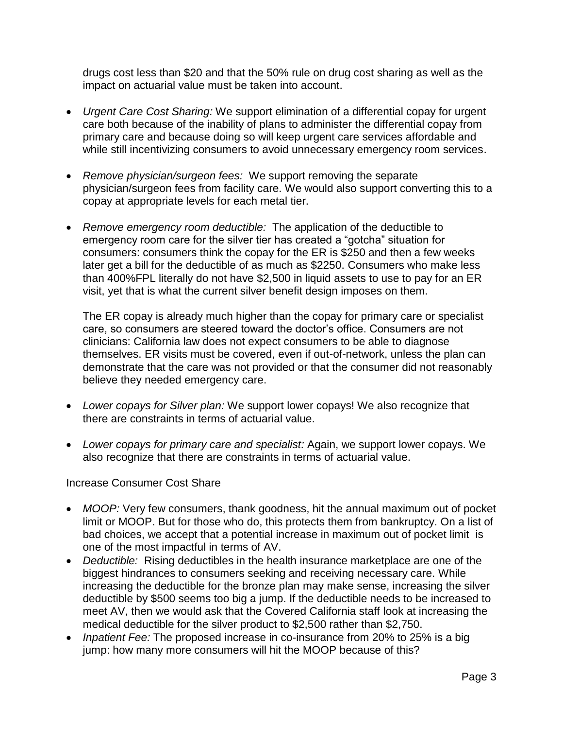drugs cost less than $20 and that the 50% rule on drug cost sharing as well as the impact on actuarial value must be taken into account.

- *Urgent Care Cost Sharing:* We support elimination of a differential copay for urgent care both because of the inability of plans to administer the differential copay from primary care and because doing so will keep urgent care services affordable and while still incentivizing consumers to avoid unnecessary emergency room services.

- *Remove physician/surgeon fees:* We support removing the separate physician/surgeon fees from facility care. We would also support converting this to a copay at appropriate levels for each metal tier.

- *Remove emergency room deductible:* The application of the deductible to emergency room care for the silver tier has created a "gotcha" situation for consumers: consumers think the copay for the ER is $250 and then a few weeks later get a bill for the deductible of as much as $2250. Consumers who make less than 400%FPL literally do not have $2,500 in liquid assets to use to pay for an ER visit, yet that is what the current silver benefit design imposes on them.

  The ER copay is already much higher than the copay for primary care or specialist care, so consumers are steered toward the doctor's office. Consumers are not clinicians: California law does not expect consumers to be able to diagnose themselves. ER visits must be covered, even if out-of-network, unless the plan can demonstrate that the care was not provided or that the consumer did not reasonably believe they needed emergency care.

- *Lower copays for Silver plan:* We support lower copays! We also recognize that there are constraints in terms of actuarial value.

- *Lower copays for primary care and specialist:* Again, we support lower copays. We also recognize that there are constraints in terms of actuarial value.

Increase Consumer Cost Share

- *MOOP:* Very few consumers, thank goodness, hit the annual maximum out of pocket limit or MOOP. But for those who do, this protects them from bankruptcy. On a list of bad choices, we accept that a potential increase in maximum out of pocket limit is one of the most impactful in terms of AV.
- *Deductible:* Rising deductibles in the health insurance marketplace are one of the biggest hindrances to consumers seeking and receiving necessary care. While increasing the deductible for the bronze plan may make sense, increasing the silver deductible by $500 seems too big a jump. If the deductible needs to be increased to meet AV, then we would ask that the Covered California staff look at increasing the medical deductible for the silver product to $2,500 rather than $2,750.
- *Inpatient Fee:* The proposed increase in co-insurance from 20% to 25% is a big jump: how many more consumers will hit the MOOP because of this?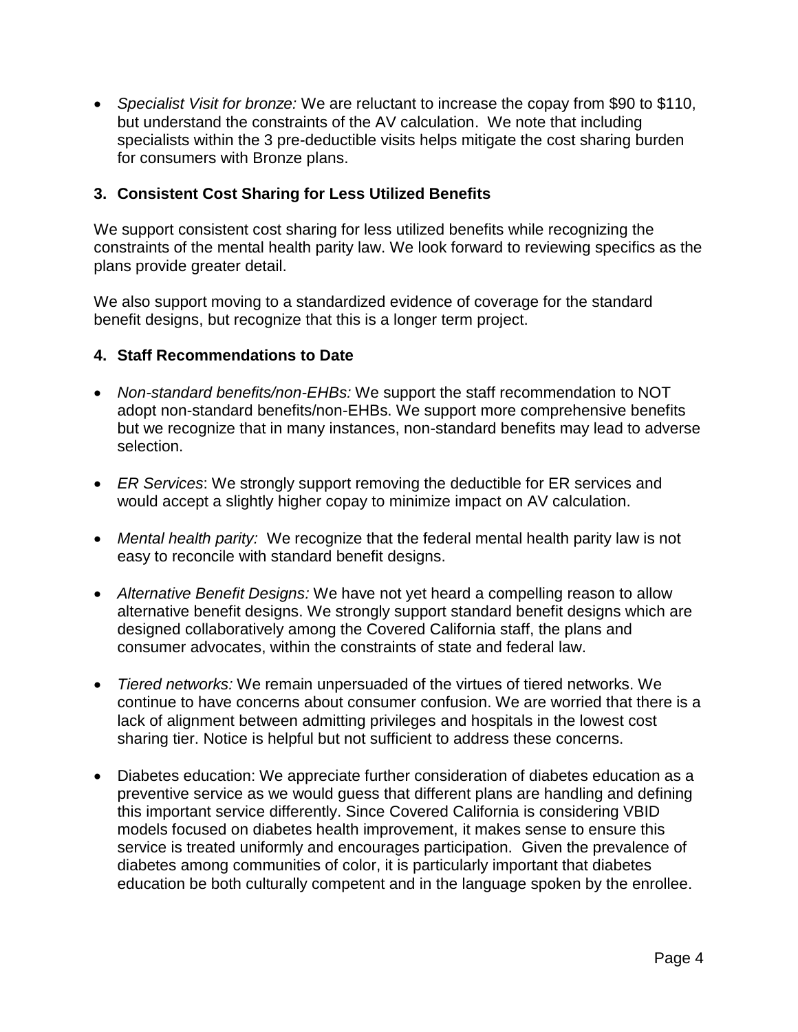- *Specialist Visit for bronze:* We are reluctant to increase the copay from $90 to $110, but understand the constraints of the AV calculation. We note that including specialists within the 3 pre-deductible visits helps mitigate the cost sharing burden for consumers with Bronze plans.

### 3. Consistent Cost Sharing for Less Utilized Benefits

We support consistent cost sharing for less utilized benefits while recognizing the constraints of the mental health parity law. We look forward to reviewing specifics as the plans provide greater detail.

We also support moving to a standardized evidence of coverage for the standard benefit designs, but recognize that this is a longer term project.

### 4. Staff Recommendations to Date

- *Non-standard benefits/non-EHBs:* We support the staff recommendation to NOT adopt non-standard benefits/non-EHBs. We support more comprehensive benefits but we recognize that in many instances, non-standard benefits may lead to adverse selection.
- *ER Services*: We strongly support removing the deductible for ER services and would accept a slightly higher copay to minimize impact on AV calculation.
- *Mental health parity:* We recognize that the federal mental health parity law is not easy to reconcile with standard benefit designs.
- *Alternative Benefit Designs:* We have not yet heard a compelling reason to allow alternative benefit designs. We strongly support standard benefit designs which are designed collaboratively among the Covered California staff, the plans and consumer advocates, within the constraints of state and federal law.
- *Tiered networks:* We remain unpersuaded of the virtues of tiered networks. We continue to have concerns about consumer confusion. We are worried that there is a lack of alignment between admitting privileges and hospitals in the lowest cost sharing tier. Notice is helpful but not sufficient to address these concerns.
- Diabetes education: We appreciate further consideration of diabetes education as a preventive service as we would guess that different plans are handling and defining this important service differently. Since Covered California is considering VBID models focused on diabetes health improvement, it makes sense to ensure this service is treated uniformly and encourages participation. Given the prevalence of diabetes among communities of color, it is particularly important that diabetes education be both culturally competent and in the language spoken by the enrollee.